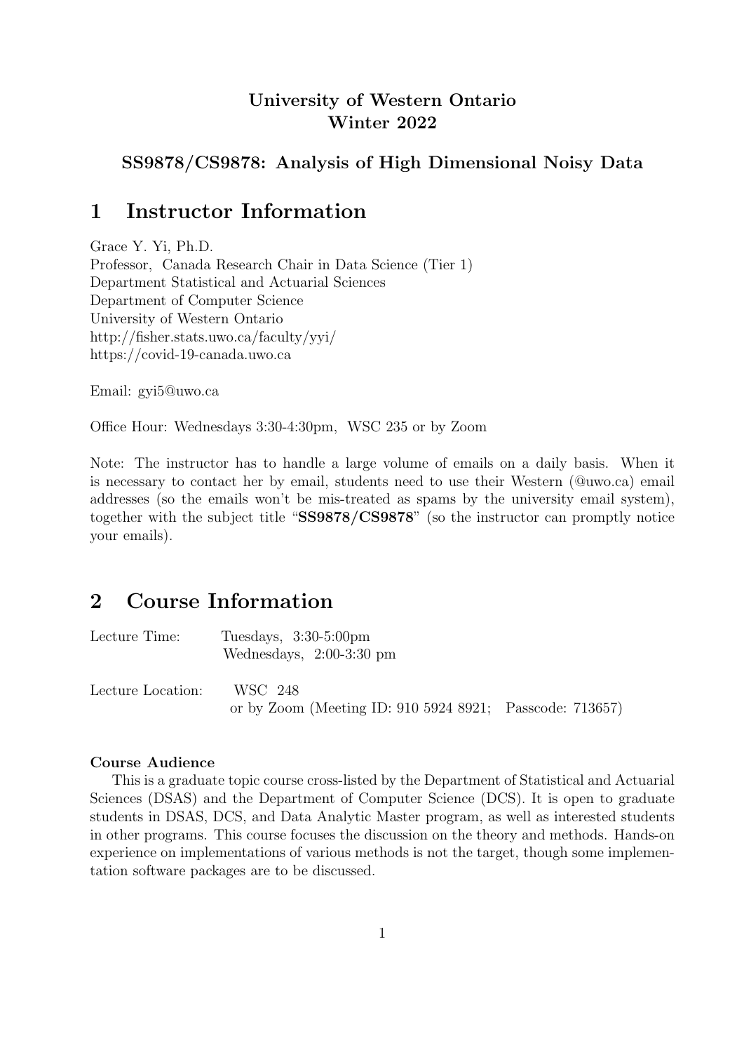**University of Western Ontario**
**Winter 2022**

### SS9878/CS9878: Analysis of High Dimensional Noisy Data

# 1 Instructor Information

Grace Y. Yi, Ph.D.
Professor, Canada Research Chair in Data Science (Tier 1)
Department Statistical and Actuarial Sciences
Department of Computer Science
University of Western Ontario
http://fisher.stats.uwo.ca/faculty/yyi/
https://covid-19-canada.uwo.ca

Email: gyi5@uwo.ca

Office Hour: Wednesdays 3:30-4:30pm, WSC 235 or by Zoom

Note: The instructor has to handle a large volume of emails on a daily basis. When it is necessary to contact her by email, students need to use their Western (@uwo.ca) email addresses (so the emails won't be mis-treated as spams by the university email system), together with the subject title "**SS9878/CS9878**" (so the instructor can promptly notice your emails).

# 2 Course Information

Lecture Time: Tuesdays, 3:30-5:00pm
Wednesdays, 2:00-3:30 pm

Lecture Location: WSC 248
or by Zoom (Meeting ID: 910 5924 8921; Passcode: 713657)

**Course Audience**

This is a graduate topic course cross-listed by the Department of Statistical and Actuarial Sciences (DSAS) and the Department of Computer Science (DCS). It is open to graduate students in DSAS, DCS, and Data Analytic Master program, as well as interested students in other programs. This course focuses the discussion on the theory and methods. Hands-on experience on implementations of various methods is not the target, though some implementation software packages are to be discussed.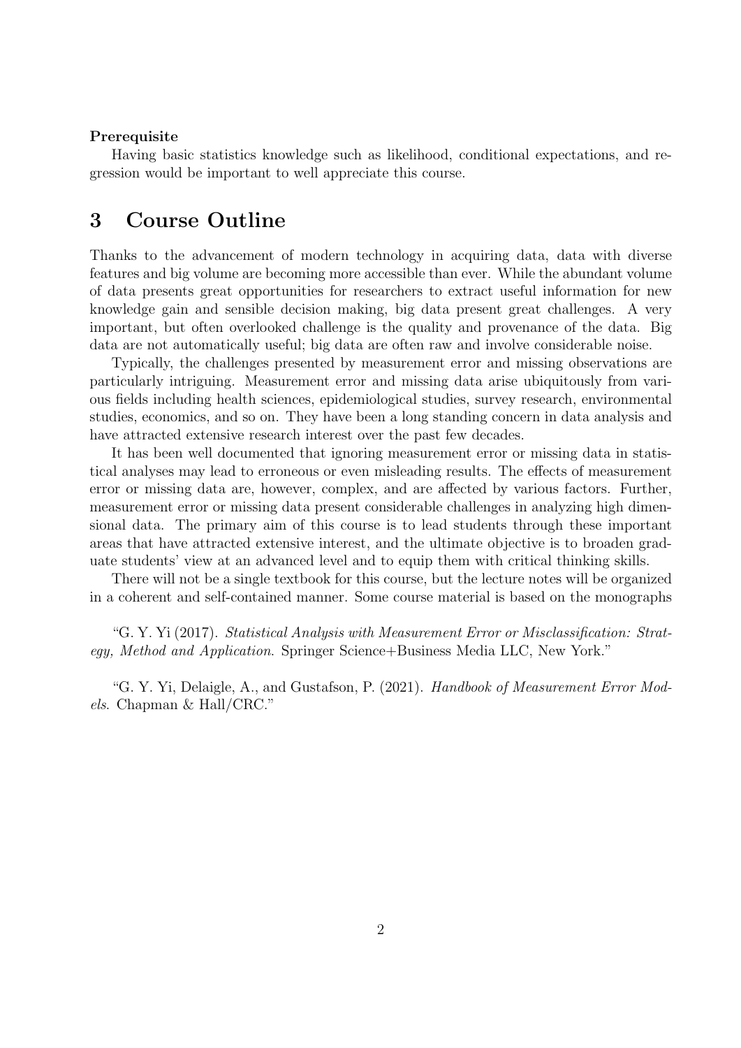**Prerequisite**

Having basic statistics knowledge such as likelihood, conditional expectations, and regression would be important to well appreciate this course.

## 3 Course Outline

Thanks to the advancement of modern technology in acquiring data, data with diverse features and big volume are becoming more accessible than ever. While the abundant volume of data presents great opportunities for researchers to extract useful information for new knowledge gain and sensible decision making, big data present great challenges. A very important, but often overlooked challenge is the quality and provenance of the data. Big data are not automatically useful; big data are often raw and involve considerable noise.

Typically, the challenges presented by measurement error and missing observations are particularly intriguing. Measurement error and missing data arise ubiquitously from various fields including health sciences, epidemiological studies, survey research, environmental studies, economics, and so on. They have been a long standing concern in data analysis and have attracted extensive research interest over the past few decades.

It has been well documented that ignoring measurement error or missing data in statistical analyses may lead to erroneous or even misleading results. The effects of measurement error or missing data are, however, complex, and are affected by various factors. Further, measurement error or missing data present considerable challenges in analyzing high dimensional data. The primary aim of this course is to lead students through these important areas that have attracted extensive interest, and the ultimate objective is to broaden graduate students' view at an advanced level and to equip them with critical thinking skills.

There will not be a single textbook for this course, but the lecture notes will be organized in a coherent and self-contained manner. Some course material is based on the monographs

"G. Y. Yi (2017). *Statistical Analysis with Measurement Error or Misclassification: Strategy, Method and Application.* Springer Science+Business Media LLC, New York."

"G. Y. Yi, Delaigle, A., and Gustafson, P. (2021). *Handbook of Measurement Error Models.* Chapman & Hall/CRC."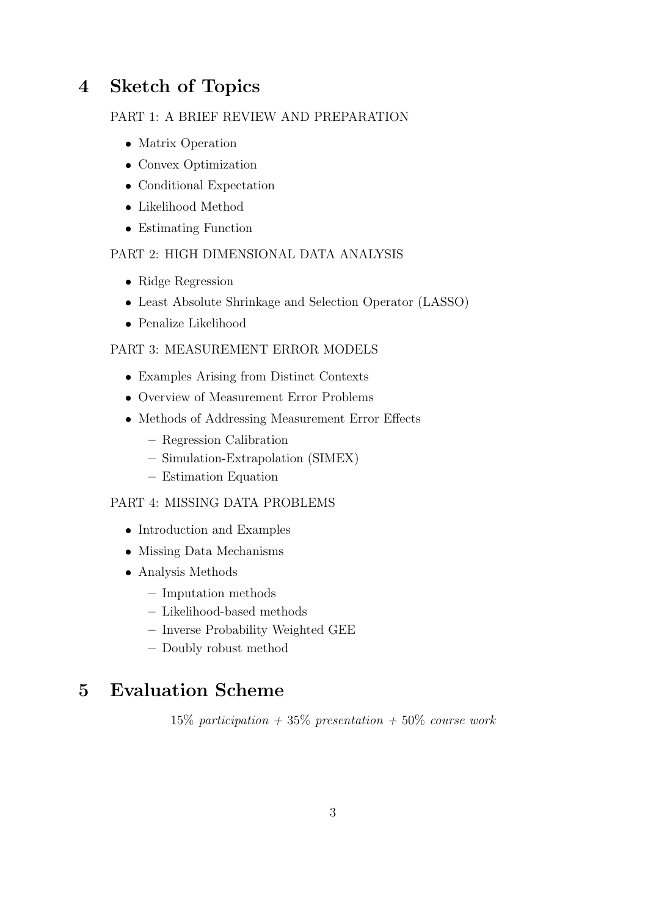## 4 Sketch of Topics

PART 1: A BRIEF REVIEW AND PREPARATION

- Matrix Operation
- Convex Optimization
- Conditional Expectation
- Likelihood Method
- Estimating Function

PART 2: HIGH DIMENSIONAL DATA ANALYSIS

- Ridge Regression
- Least Absolute Shrinkage and Selection Operator (LASSO)
- Penalize Likelihood

PART 3: MEASUREMENT ERROR MODELS

- Examples Arising from Distinct Contexts
- Overview of Measurement Error Problems
- Methods of Addressing Measurement Error Effects
  - Regression Calibration
  - Simulation-Extrapolation (SIMEX)
  - Estimation Equation

PART 4: MISSING DATA PROBLEMS

- Introduction and Examples
- Missing Data Mechanisms
- Analysis Methods
  - Imputation methods
  - Likelihood-based methods
  - Inverse Probability Weighted GEE
  - Doubly robust method

## 5 Evaluation Scheme

15% *participation* + 35% *presentation* + 50% *course work*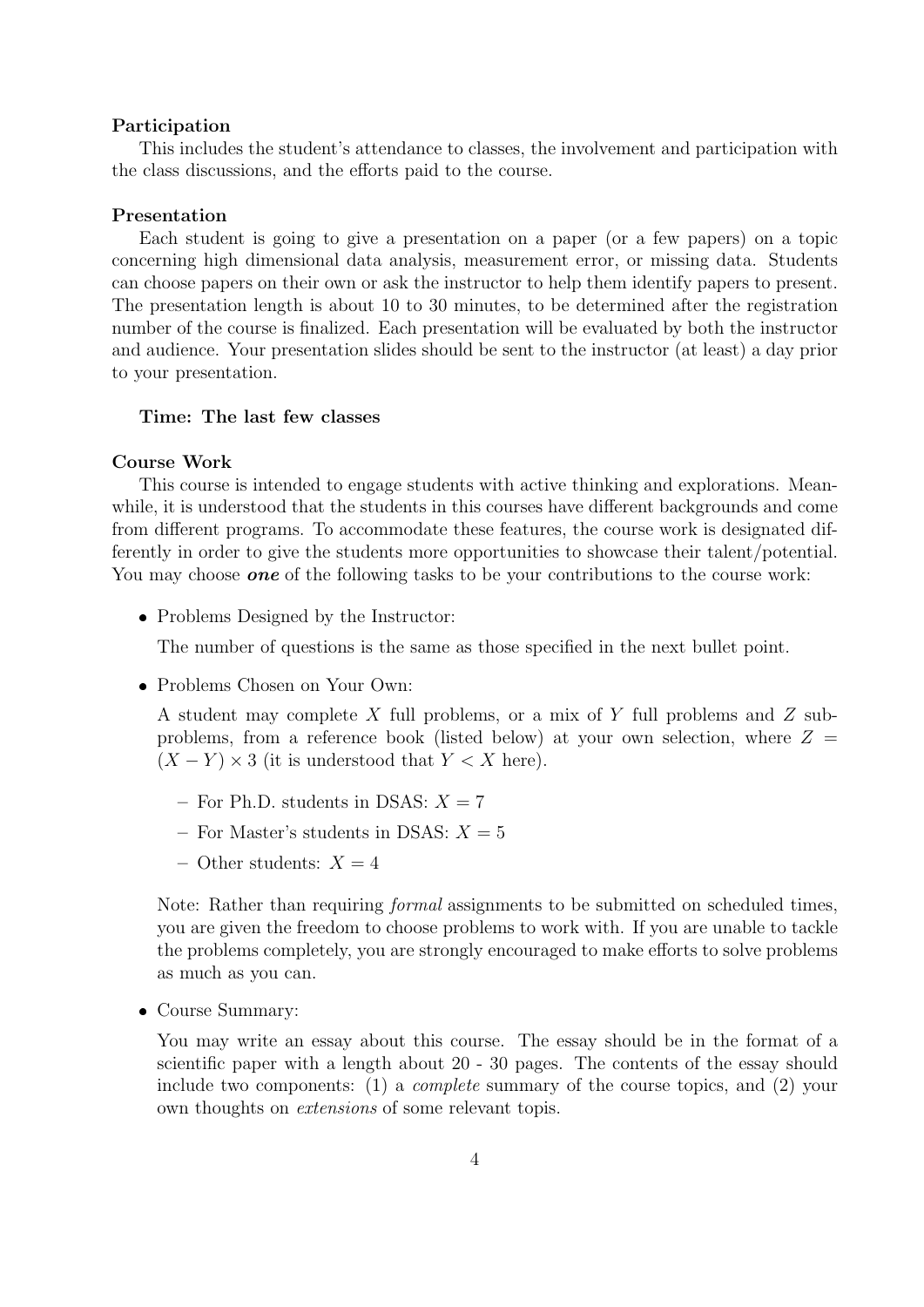**Participation**

This includes the student's attendance to classes, the involvement and participation with the class discussions, and the efforts paid to the course.

**Presentation**

Each student is going to give a presentation on a paper (or a few papers) on a topic concerning high dimensional data analysis, measurement error, or missing data. Students can choose papers on their own or ask the instructor to help them identify papers to present. The presentation length is about 10 to 30 minutes, to be determined after the registration number of the course is finalized. Each presentation will be evaluated by both the instructor and audience. Your presentation slides should be sent to the instructor (at least) a day prior to your presentation.

**Time: The last few classes**

**Course Work**

This course is intended to engage students with active thinking and explorations. Meanwhile, it is understood that the students in this courses have different backgrounds and come from different programs. To accommodate these features, the course work is designated differently in order to give the students more opportunities to showcase their talent/potential. You may choose ***one*** of the following tasks to be your contributions to the course work:

- Problems Designed by the Instructor:

  The number of questions is the same as those specified in the next bullet point.

- Problems Chosen on Your Own:

  A student may complete $X$ full problems, or a mix of $Y$ full problems and $Z$ sub-problems, from a reference book (listed below) at your own selection, where $Z = (X - Y) \times 3$ (it is understood that $Y < X$ here).

  - For Ph.D. students in DSAS: $X = 7$
  - For Master's students in DSAS: $X = 5$
  - Other students: $X = 4$

  Note: Rather than requiring *formal* assignments to be submitted on scheduled times, you are given the freedom to choose problems to work with. If you are unable to tackle the problems completely, you are strongly encouraged to make efforts to solve problems as much as you can.

- Course Summary:

  You may write an essay about this course. The essay should be in the format of a scientific paper with a length about 20 - 30 pages. The contents of the essay should include two components: (1) a *complete* summary of the course topics, and (2) your own thoughts on *extensions* of some relevant topis.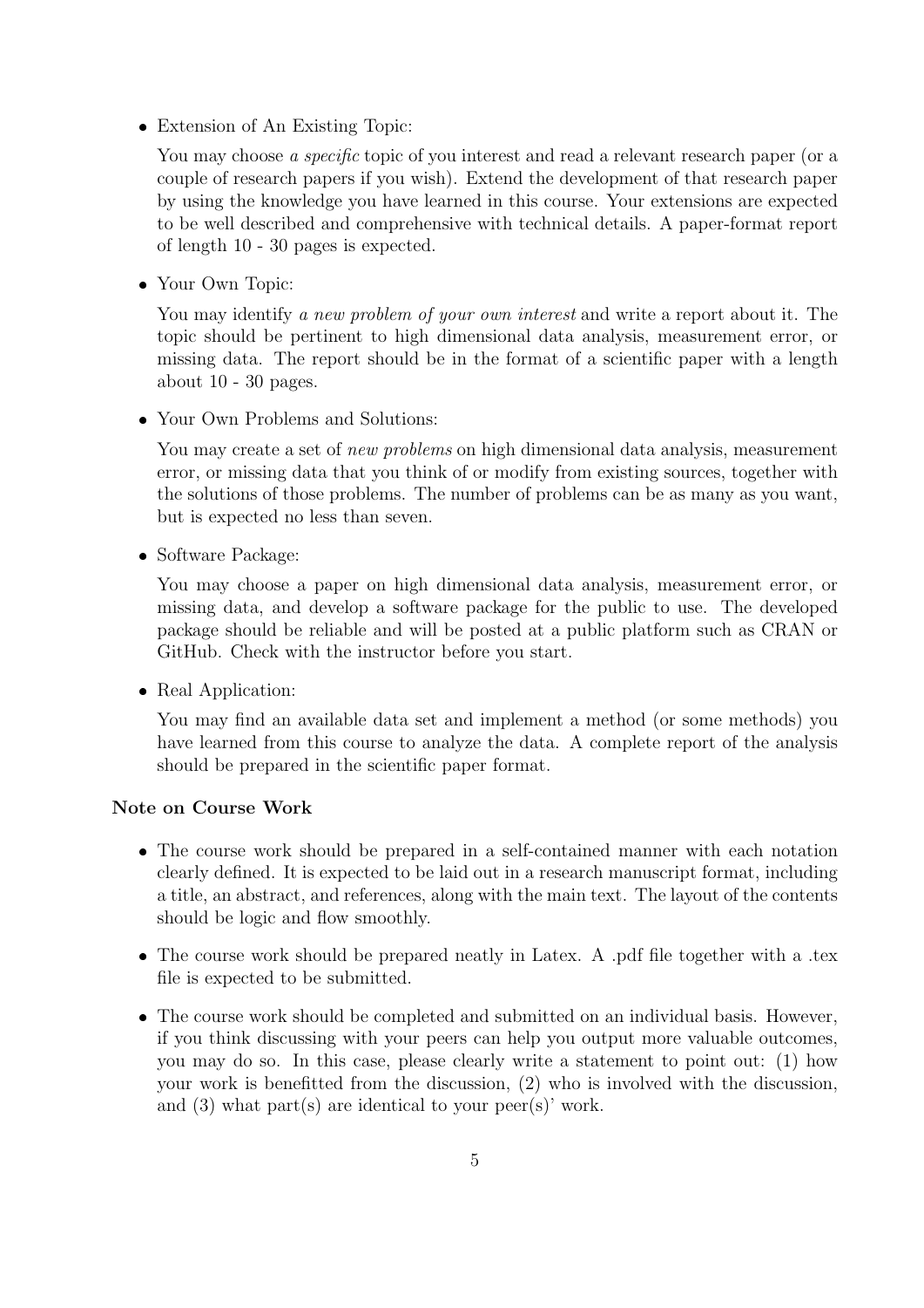- Extension of An Existing Topic:

  You may choose *a specific* topic of you interest and read a relevant research paper (or a couple of research papers if you wish). Extend the development of that research paper by using the knowledge you have learned in this course. Your extensions are expected to be well described and comprehensive with technical details. A paper-format report of length 10 - 30 pages is expected.

- Your Own Topic:

  You may identify *a new problem of your own interest* and write a report about it. The topic should be pertinent to high dimensional data analysis, measurement error, or missing data. The report should be in the format of a scientific paper with a length about 10 - 30 pages.

- Your Own Problems and Solutions:

  You may create a set of *new problems* on high dimensional data analysis, measurement error, or missing data that you think of or modify from existing sources, together with the solutions of those problems. The number of problems can be as many as you want, but is expected no less than seven.

- Software Package:

  You may choose a paper on high dimensional data analysis, measurement error, or missing data, and develop a software package for the public to use. The developed package should be reliable and will be posted at a public platform such as CRAN or GitHub. Check with the instructor before you start.

- Real Application:

  You may find an available data set and implement a method (or some methods) you have learned from this course to analyze the data. A complete report of the analysis should be prepared in the scientific paper format.

**Note on Course Work**

- The course work should be prepared in a self-contained manner with each notation clearly defined. It is expected to be laid out in a research manuscript format, including a title, an abstract, and references, along with the main text. The layout of the contents should be logic and flow smoothly.

- The course work should be prepared neatly in Latex. A .pdf file together with a .tex file is expected to be submitted.

- The course work should be completed and submitted on an individual basis. However, if you think discussing with your peers can help you output more valuable outcomes, you may do so. In this case, please clearly write a statement to point out: (1) how your work is benefitted from the discussion, (2) who is involved with the discussion, and (3) what part(s) are identical to your peer(s)' work.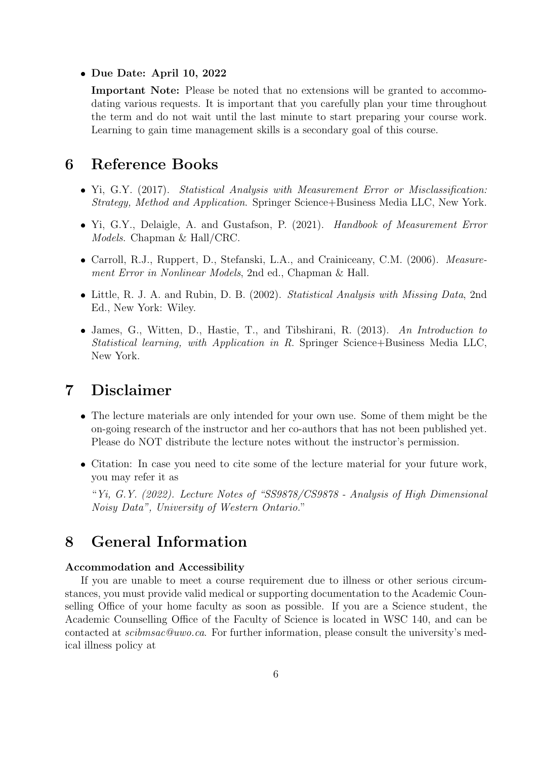- **Due Date: April 10, 2022**

  **Important Note:** Please be noted that no extensions will be granted to accommodating various requests. It is important that you carefully plan your time throughout the term and do not wait until the last minute to start preparing your course work. Learning to gain time management skills is a secondary goal of this course.

# 6 Reference Books

- Yi, G.Y. (2017). *Statistical Analysis with Measurement Error or Misclassification: Strategy, Method and Application*. Springer Science+Business Media LLC, New York.
- Yi, G.Y., Delaigle, A. and Gustafson, P. (2021). *Handbook of Measurement Error Models*. Chapman & Hall/CRC.
- Carroll, R.J., Ruppert, D., Stefanski, L.A., and Crainiceany, C.M. (2006). *Measurement Error in Nonlinear Models*, 2nd ed., Chapman & Hall.
- Little, R. J. A. and Rubin, D. B. (2002). *Statistical Analysis with Missing Data*, 2nd Ed., New York: Wiley.
- James, G., Witten, D., Hastie, T., and Tibshirani, R. (2013). *An Introduction to Statistical learning, with Application in R*. Springer Science+Business Media LLC, New York.

# 7 Disclaimer

- The lecture materials are only intended for your own use. Some of them might be the on-going research of the instructor and her co-authors that has not been published yet. Please do NOT distribute the lecture notes without the instructor's permission.
- Citation: In case you need to cite some of the lecture material for your future work, you may refer it as

  "*Yi, G.Y. (2022). Lecture Notes of "SS9878/CS9878 - Analysis of High Dimensional Noisy Data", University of Western Ontario.*"

# 8 General Information

**Accommodation and Accessibility**

If you are unable to meet a course requirement due to illness or other serious circumstances, you must provide valid medical or supporting documentation to the Academic Counselling Office of your home faculty as soon as possible. If you are a Science student, the Academic Counselling Office of the Faculty of Science is located in WSC 140, and can be contacted at *scibmsac@uwo.ca*. For further information, please consult the university's medical illness policy at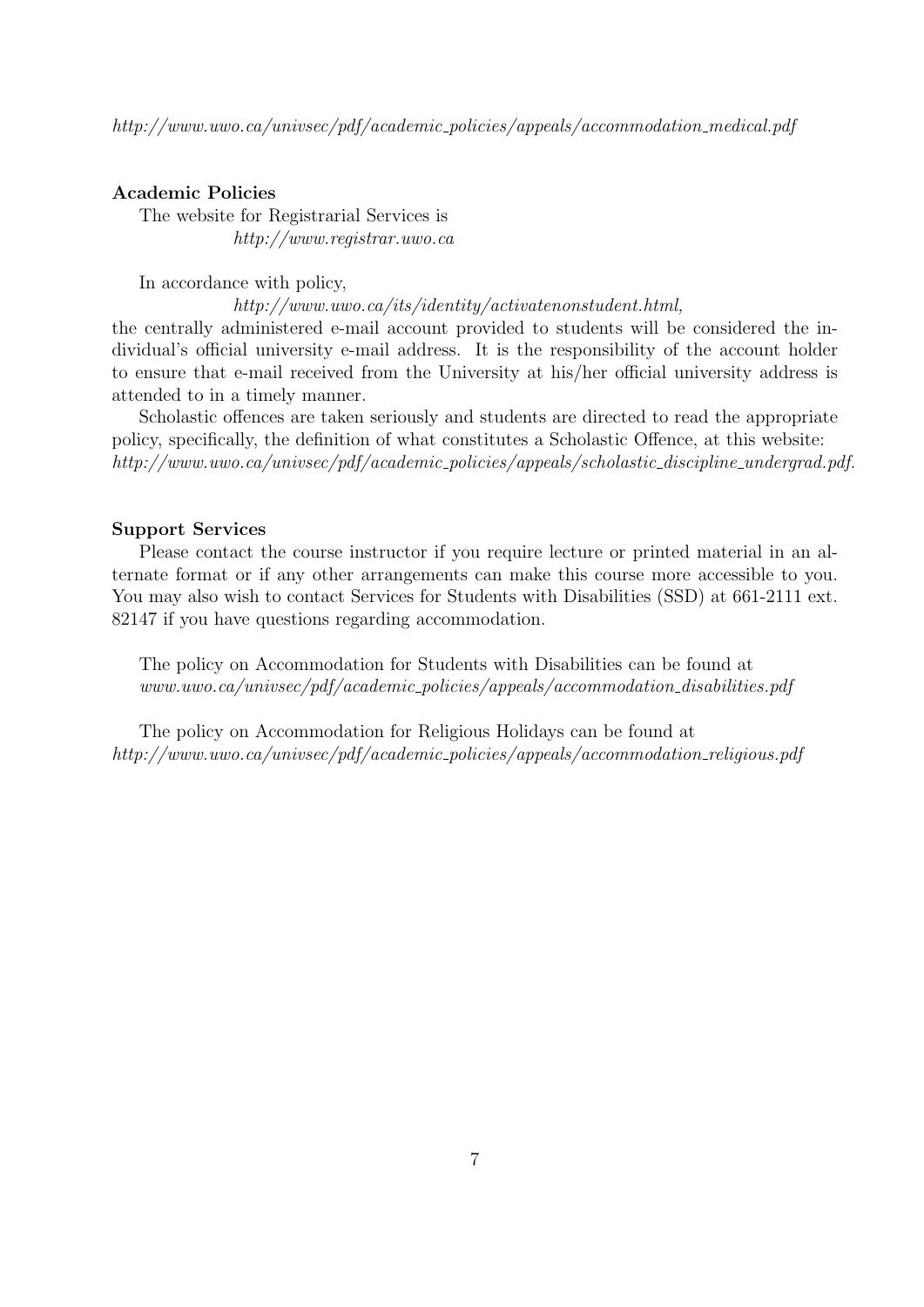*http://www.uwo.ca/univsec/pdf/academic_policies/appeals/accommodation_medical.pdf*

**Academic Policies**

The website for Registrarial Services is
*http://www.registrar.uwo.ca*

In accordance with policy,
*http://www.uwo.ca/its/identity/activatenonstudent.html,*
the centrally administered e-mail account provided to students will be considered the individual's official university e-mail address. It is the responsibility of the account holder to ensure that e-mail received from the University at his/her official university address is attended to in a timely manner.

Scholastic offences are taken seriously and students are directed to read the appropriate policy, specifically, the definition of what constitutes a Scholastic Offence, at this website: *http://www.uwo.ca/univsec/pdf/academic_policies/appeals/scholastic_discipline_undergrad.pdf.*

**Support Services**

Please contact the course instructor if you require lecture or printed material in an alternate format or if any other arrangements can make this course more accessible to you. You may also wish to contact Services for Students with Disabilities (SSD) at 661-2111 ext. 82147 if you have questions regarding accommodation.

The policy on Accommodation for Students with Disabilities can be found at
*www.uwo.ca/univsec/pdf/academic_policies/appeals/accommodation_disabilities.pdf*

The policy on Accommodation for Religious Holidays can be found at
*http://www.uwo.ca/univsec/pdf/academic_policies/appeals/accommodation_religious.pdf*